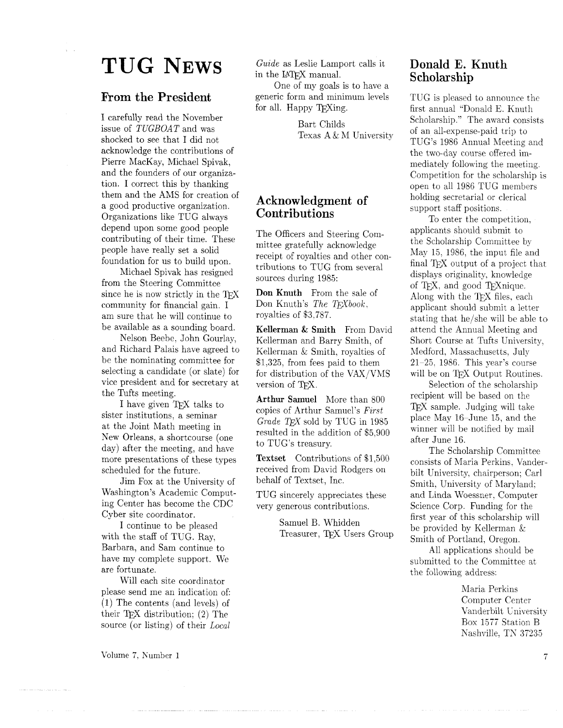# TUG News

## From the President

I carefully read the November issue of *TUGBOAT* and was shocked to see that I did not acknowledge the contributions of Pierre MacKay, Michael Spivak, and the founders of our organization. I correct this by thanking them and the AMS for creation of a good productive organization. Organizations like TUG always depend upon some good people contributing of their time. These people have really set a solid foundation for us to build upon.

Michael Spivak has resigned from the Steering Committee since he is now strictly in the TeX community for financial gain. I am sure that he will continue to be available as a sounding board.

Nelson Beebe, John Gourlay, and Richard Palais have agreed to be the nominating committee for selecting a candidate (or slate) for vice president and for secretary at the Tufts meeting.

I have given TeX talks to sister institutions, a seminar at the Joint Math meeting in New Orleans, a shortcourse (one day) after the meeting, and have more presentations of these types scheduled for the future.

Jim Fox at the University of Washington's Academic Computing Center has become the CDC Cyber site coordinator.

I continue to be pleased with the staff of TUG. Ray, Barbara, and Sam continue to have my complete support. We are fortunate.

Will each site coordinator please send me an indication of: (1) The contents (and levels) of their TeX distribution; (2) The source (or listing) of their *Local Guide* as Leslie Lamport calls it in the LaTeX manual.

One of my goals is to have a generic form and minimum levels for all. Happy TeXing.

Bart Childs
Texas A & M University

## Acknowledgment of Contributions

The Officers and Steering Committee gratefully acknowledge receipt of royalties and other contributions to TUG from several sources during 1985:

**Don Knuth** From the sale of Don Knuth's *The TeXbook*, royalties of $3,787.

**Kellerman & Smith** From David Kellerman and Barry Smith, of Kellerman & Smith, royalties of $1,325, from fees paid to them for distribution of the VAX/VMS version of TeX.

**Arthur Samuel** More than 800 copies of Arthur Samuel's *First Grade TeX* sold by TUG in 1985 resulted in the addition of $5,900 to TUG's treasury.

**Textset** Contributions of $1,500 received from David Rodgers on behalf of Textset, Inc.

TUG sincerely appreciates these very generous contributions.

Samuel B. Whidden
Treasurer, TeX Users Group

## Donald E. Knuth Scholarship

TUG is pleased to announce the first annual "Donald E. Knuth Scholarship." The award consists of an all-expense-paid trip to TUG's 1986 Annual Meeting and the two-day course offered immediately following the meeting. Competition for the scholarship is open to all 1986 TUG members holding secretarial or clerical support staff positions.

To enter the competition, applicants should submit to the Scholarship Committee by May 15, 1986, the input file and final TeX output of a project that displays originality, knowledge of TeX, and good TeXnique. Along with the TeX files, each applicant should submit a letter stating that he/she will be able to attend the Annual Meeting and Short Course at Tufts University, Medford, Massachusetts, July 21–25, 1986. This year's course will be on TeX Output Routines.

Selection of the scholarship recipient will be based on the TeX sample. Judging will take place May 16–June 15, and the winner will be notified by mail after June 16.

The Scholarship Committee consists of Maria Perkins, Vanderbilt University, chairperson; Carl Smith, University of Maryland; and Linda Woessner, Computer Science Corp. Funding for the first year of this scholarship will be provided by Kellerman & Smith of Portland, Oregon.

All applications should be submitted to the Committee at the following address:

Maria Perkins
Computer Center
Vanderbilt University
Box 1577 Station B
Nashville, TN 37235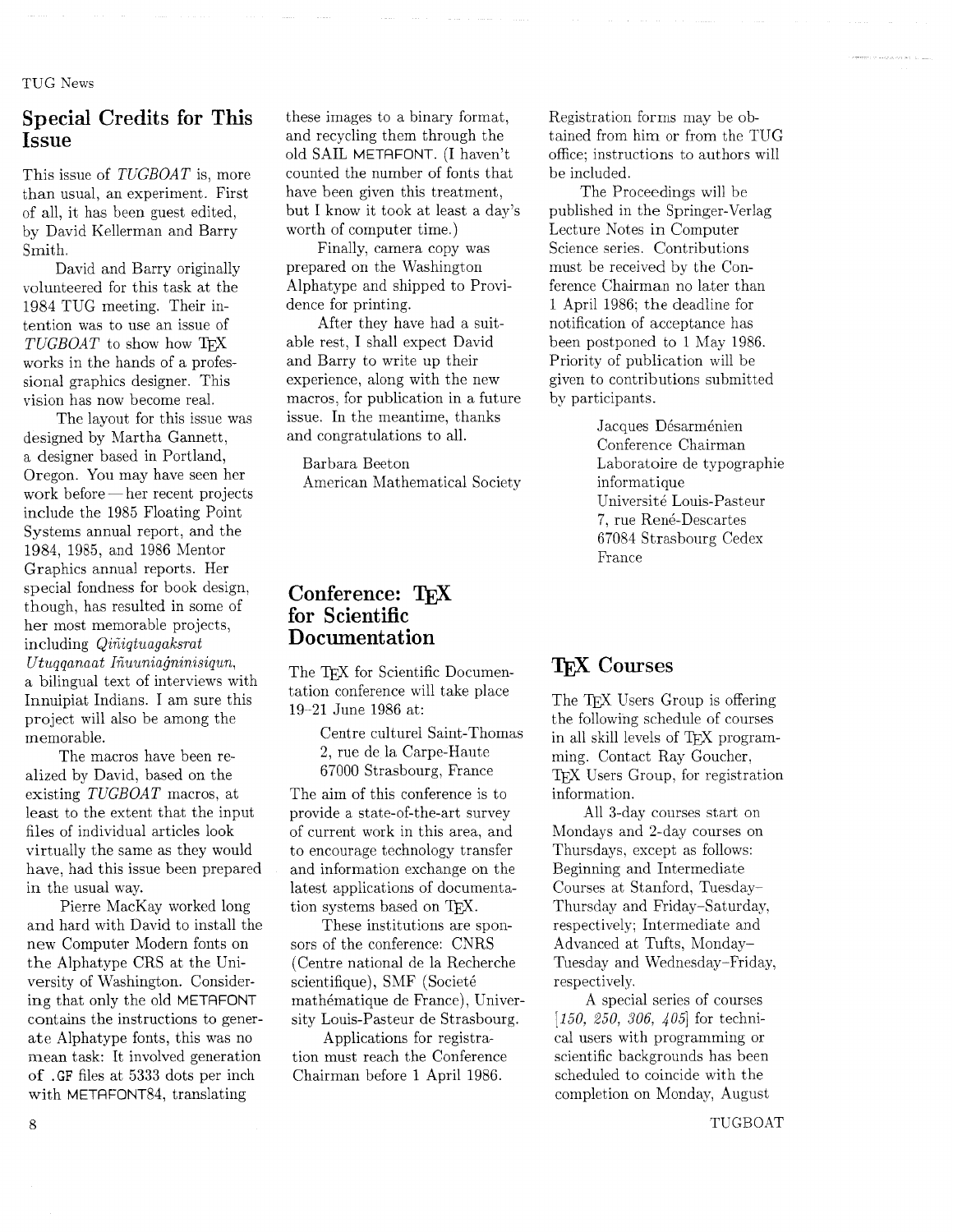## Special Credits for This Issue

This issue of *TUGBOAT* is, more than usual, an experiment. First of all, it has been guest edited, by David Kellerman and Barry Smith.

David and Barry originally volunteered for this task at the 1984 TUG meeting. Their intention was to use an issue of *TUGBOAT* to show how TeX works in the hands of a professional graphics designer. This vision has now become real.

The layout for this issue was designed by Martha Gannett, a designer based in Portland, Oregon. You may have seen her work before — her recent projects include the 1985 Floating Point Systems annual report, and the 1984, 1985, and 1986 Mentor Graphics annual reports. Her special fondness for book design, though, has resulted in some of her most memorable projects, including *Qiñiqtuagaksrat Utuqqanaat Iñuuniağninisiqun*, a bilingual text of interviews with Innuipiat Indians. I am sure this project will also be among the memorable.

The macros have been realized by David, based on the existing *TUGBOAT* macros, at least to the extent that the input files of individual articles look virtually the same as they would have, had this issue been prepared in the usual way.

Pierre MacKay worked long and hard with David to install the new Computer Modern fonts on the Alphatype CRS at the University of Washington. Considering that only the old METAFONT contains the instructions to generate Alphatype fonts, this was no mean task: It involved generation of .GF files at 5333 dots per inch with METAFONT84, translating these images to a binary format, and recycling them through the old SAIL METAFONT. (I haven't counted the number of fonts that have been given this treatment, but I know it took at least a day's worth of computer time.)

Finally, camera copy was prepared on the Washington Alphatype and shipped to Providence for printing.

After they have had a suitable rest, I shall expect David and Barry to write up their experience, along with the new macros, for publication in a future issue. In the meantime, thanks and congratulations to all.

Barbara Beeton
American Mathematical Society

## Conference: TeX for Scientific Documentation

The TeX for Scientific Documentation conference will take place 19–21 June 1986 at:

> Centre culturel Saint-Thomas
> 2, rue de la Carpe-Haute
> 67000 Strasbourg, France

The aim of this conference is to provide a state-of-the-art survey of current work in this area, and to encourage technology transfer and information exchange on the latest applications of documentation systems based on TeX.

These institutions are sponsors of the conference: CNRS (Centre national de la Recherche scientifique), SMF (Societé mathématique de France), University Louis-Pasteur de Strasbourg.

Applications for registration must reach the Conference Chairman before 1 April 1986. Registration forms may be obtained from him or from the TUG office; instructions to authors will be included.

The Proceedings will be published in the Springer-Verlag Lecture Notes in Computer Science series. Contributions must be received by the Conference Chairman no later than 1 April 1986; the deadline for notification of acceptance has been postponed to 1 May 1986. Priority of publication will be given to contributions submitted by participants.

> Jacques Désarménien
> Conference Chairman
> Laboratoire de typographie informatique
> Université Louis-Pasteur
> 7, rue René-Descartes
> 67084 Strasbourg Cedex
> France

## TeX Courses

The TeX Users Group is offering the following schedule of courses in all skill levels of TeX programming. Contact Ray Goucher, TeX Users Group, for registration information.

All 3-day courses start on Mondays and 2-day courses on Thursdays, except as follows: Beginning and Intermediate Courses at Stanford, Tuesday–Thursday and Friday–Saturday, respectively; Intermediate and Advanced at Tufts, Monday–Tuesday and Wednesday–Friday, respectively.

A special series of courses [*150, 250, 306, 405*] for technical users with programming or scientific backgrounds has been scheduled to coincide with the completion on Monday, August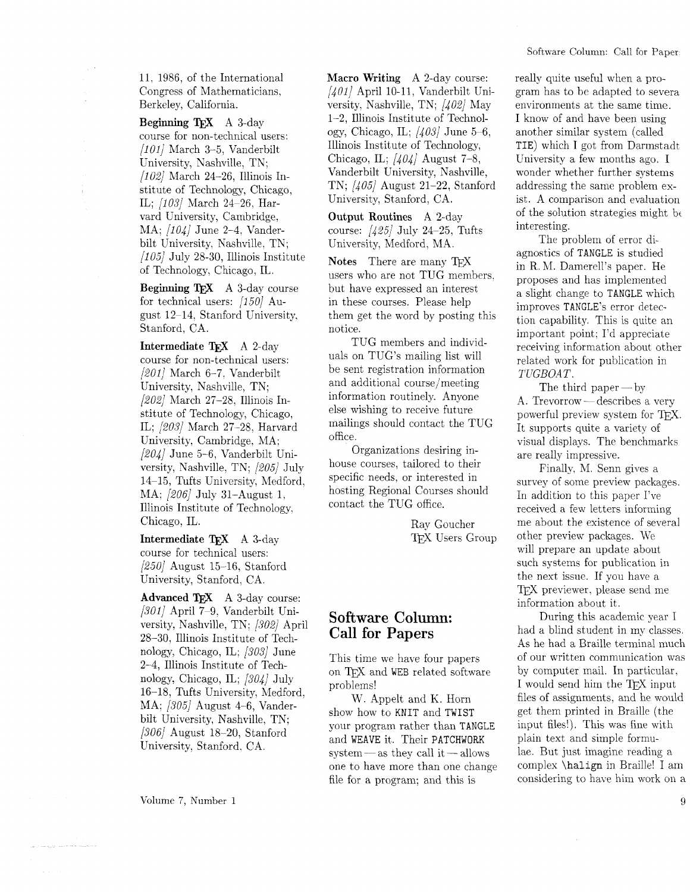11, 1986, of the International Congress of Mathematicians, Berkeley, California.

**Beginning TEX** A 3-day course for non-technical users: *[101]* March 3–5, Vanderbilt University, Nashville, TN; *[102]* March 24–26, Illinois Institute of Technology, Chicago, IL; *[103]* March 24–26, Harvard University, Cambridge, MA; *[104]* June 2–4, Vanderbilt University, Nashville, TN; *[105]* July 28-30, Illinois Institute of Technology, Chicago, IL.

**Beginning TEX** A 3-day course for technical users: *[150]* August 12–14, Stanford University, Stanford, CA.

**Intermediate TEX** A 2-day course for non-technical users: *[201]* March 6–7, Vanderbilt University, Nashville, TN; *[202]* March 27–28, Illinois Institute of Technology, Chicago, IL; *[203]* March 27–28, Harvard University, Cambridge, MA; *[204]* June 5–6, Vanderbilt University, Nashville, TN; *[205]* July 14–15, Tufts University, Medford, MA; *[206]* July 31–August 1, Illinois Institute of Technology, Chicago, IL.

**Intermediate TEX** A 3-day course for technical users: *[250]* August 15–16, Stanford University, Stanford, CA.

**Advanced TEX** A 3-day course: *[301]* April 7–9, Vanderbilt University, Nashville, TN; *[302]* April 28–30, Illinois Institute of Technology, Chicago, IL; *[303]* June 2–4, Illinois Institute of Technology, Chicago, IL; *[304]* July 16–18, Tufts University, Medford, MA; *[305]* August 4–6, Vanderbilt University, Nashville, TN; *[306]* August 18–20, Stanford University, Stanford, CA.

**Macro Writing** A 2-day course: *[401]* April 10-11, Vanderbilt University, Nashville, TN; *[402]* May 1–2, Illinois Institute of Technology, Chicago, IL; *[403]* June 5–6, Illinois Institute of Technology, Chicago, IL; *[404]* August 7–8, Vanderbilt University, Nashville, TN; *[405]* August 21–22, Stanford University, Stanford, CA.

**Output Routines** A 2-day course: *[425]* July 24–25, Tufts University, Medford, MA.

**Notes** There are many TEX users who are not TUG members, but have expressed an interest in these courses. Please help them get the word by posting this notice.

TUG members and individuals on TUG's mailing list will be sent registration information and additional course/meeting information routinely. Anyone else wishing to receive future mailings should contact the TUG office.

Organizations desiring in-house courses, tailored to their specific needs, or interested in hosting Regional Courses should contact the TUG office.

Ray Goucher
TEX Users Group

## Software Column: Call for Papers

This time we have four papers on TEX and WEB related software problems!

W. Appelt and K. Horn show how to `KNIT` and `TWIST` your program rather than `TANGLE` and `WEAVE` it. Their `PATCHWORK` system — as they call it — allows one to have more than one change file for a program; and this is really quite useful when a program has to be adapted to severa environments at the same time. I know of and have been using another similar system (called `TIE`) which I got from Darmstadt University a few months ago. I wonder whether further systems addressing the same problem exist. A comparison and evaluation of the solution strategies might be interesting.

The problem of error diagnostics of `TANGLE` is studied in R. M. Damerell's paper. He proposes and has implemented a slight change to `TANGLE` which improves `TANGLE`'s error detection capability. This is quite an important point; I'd appreciate receiving information about other related work for publication in *TUGBOAT*.

The third paper — by A. Trevorrow — describes a very powerful preview system for TEX. It supports quite a variety of visual displays. The benchmarks are really impressive.

Finally, M. Senn gives a survey of some preview packages. In addition to this paper I've received a few letters informing me about the existence of several other preview packages. We will prepare an update about such systems for publication in the next issue. If you have a TEX previewer, please send me information about it.

During this academic year I had a blind student in my classes. As he had a Braille terminal much of our written communication was by computer mail. In particular, I would send him the TEX input files of assignments, and he would get them printed in Braille (the input files!). This was fine with plain text and simple formulae. But just imagine reading a complex `\halign` in Braille! I am considering to have him work on a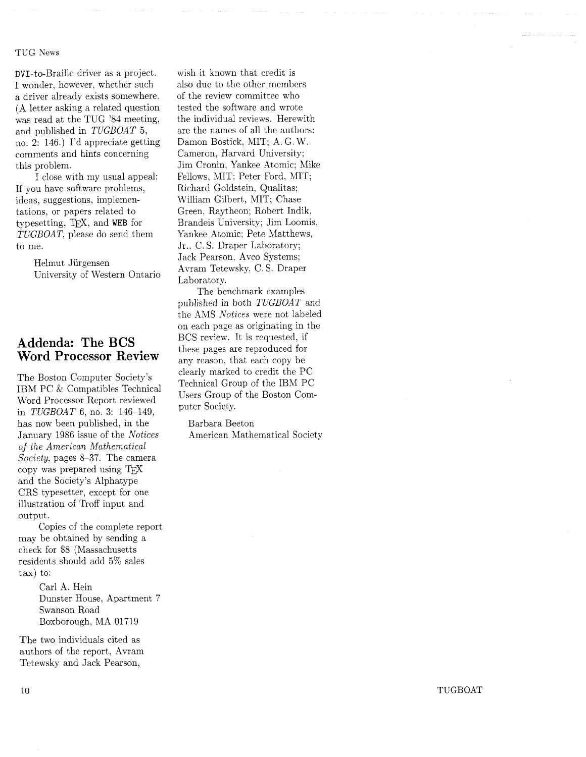DVI-to-Braille driver as a project. I wonder, however, whether such a driver already exists somewhere. (A letter asking a related question was read at the TUG '84 meeting, and published in *TUGBOAT* 5, no. 2: 146.) I'd appreciate getting comments and hints concerning this problem.

I close with my usual appeal: If you have software problems, ideas, suggestions, implementations, or papers related to typesetting, TeX, and WEB for *TUGBOAT*, please do send them to me.

Helmut Jürgensen
University of Western Ontario

## Addenda: The BCS Word Processor Review

The Boston Computer Society's IBM PC & Compatibles Technical Word Processor Report reviewed in *TUGBOAT* 6, no. 3: 146–149, has now been published, in the January 1986 issue of the *Notices of the American Mathematical Society*, pages 8–37. The camera copy was prepared using TeX and the Society's Alphatype CRS typesetter, except for one illustration of Troff input and output.

Copies of the complete report may be obtained by sending a check for $8 (Massachusetts residents should add 5% sales tax) to:

Carl A. Hein
Dunster House, Apartment 7
Swanson Road
Boxborough, MA 01719

The two individuals cited as authors of the report, Avram Tetewsky and Jack Pearson, wish it known that credit is also due to the other members of the review committee who tested the software and wrote the individual reviews. Herewith are the names of all the authors: Damon Bostick, MIT; A. G. W. Cameron, Harvard University; Jim Cronin, Yankee Atomic; Mike Fellows, MIT; Peter Ford, MIT; Richard Goldstein, Qualitas; William Gilbert, MIT; Chase Green, Raytheon; Robert Indik, Brandeis University; Jim Loomis, Yankee Atomic; Pete Matthews, Jr., C. S. Draper Laboratory; Jack Pearson, Avco Systems; Avram Tetewsky, C. S. Draper Laboratory.

The benchmark examples published in both *TUGBOAT* and the AMS *Notices* were not labeled on each page as originating in the BCS review. It is requested, if these pages are reproduced for any reason, that each copy be clearly marked to credit the PC Technical Group of the IBM PC Users Group of the Boston Computer Society.

Barbara Beeton
American Mathematical Society